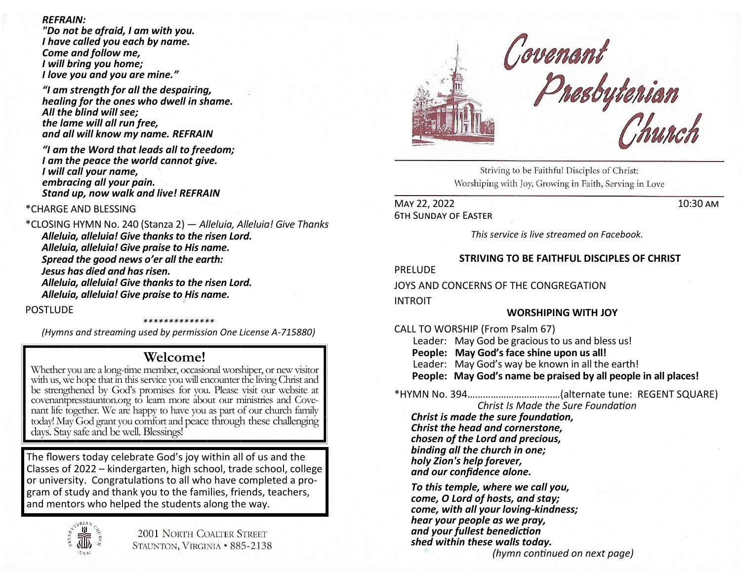***REFRAIN:***
***"Do not be afraid, I am with you.***
***I have called you each by name.***
***Come and follow me,***
***I will bring you home;***
***I love you and you are mine."***

***"I am strength for all the despairing,***
***healing for the ones who dwell in shame.***
***All the blind will see;***
***the lame will all run free,***
***and all will know my name. REFRAIN***

***"I am the Word that leads all to freedom;***
***I am the peace the world cannot give.***
***I will call your name,***
***embracing all your pain.***
***Stand up, now walk and live! REFRAIN***

*CHARGE AND BLESSING

*CLOSING HYMN No. 240 (Stanza 2) — *Alleluia, Alleluia! Give Thanks*

***Alleluia, alleluia! Give thanks to the risen Lord.***
***Alleluia, alleluia! Give praise to His name.***
***Spread the good news o'er all the earth:***
***Jesus has died and has risen.***
***Alleluia, alleluia! Give thanks to the risen Lord.***
***Alleluia, alleluia! Give praise to His name.***

POSTLUDE

**************

*(Hymns and streaming used by permission One License A-715880)*

## Welcome!

Whether you are a long-time member, occasional worshiper, or new visitor with us, we hope that in this service you will encounter the living Christ and be strengthened by God's promises for you. Please visit our website at covenantpresstaunton.org to learn more about our ministries and Covenant life together. We are happy to have you as part of our church family today! May God grant you comfort and peace through these challenging days. Stay safe and be well. Blessings!

The flowers today celebrate God's joy within all of us and the Classes of 2022 – kindergarten, high school, trade school, college or university. Congratulations to all who have completed a program of study and thank you to the families, friends, teachers, and mentors who helped the students along the way.

2001 North Coalter Street
Staunton, Virginia • 885-2138

# Covenant Presbyterian Church

Striving to be Faithful Disciples of Christ:
Worshiping with Joy, Growing in Faith, Serving in Love

May 22, 2022 — 10:30 AM
6th Sunday of Easter

*This service is live streamed on Facebook.*

### STRIVING TO BE FAITHFUL DISCIPLES OF CHRIST

PRELUDE

JOYS AND CONCERNS OF THE CONGREGATION

INTROIT

### WORSHIPING WITH JOY

CALL TO WORSHIP (From Psalm 67)

Leader: May God be gracious to us and bless us!
**People: May God's face shine upon us all!**
Leader: May God's way be known in all the earth!
**People: May God's name be praised by all people in all places!**

*HYMN No. 394…………………………….(alternate tune: REGENT SQUARE)
*Christ Is Made the Sure Foundation*

***Christ is made the sure foundation,***
***Christ the head and cornerstone,***
***chosen of the Lord and precious,***
***binding all the church in one;***
***holy Zion's help forever,***
***and our confidence alone.***

***To this temple, where we call you,***
***come, O Lord of hosts, and stay;***
***come, with all your loving-kindness;***
***hear your people as we pray,***
***and your fullest benediction***
***shed within these walls today.***

*(hymn continued on next page)*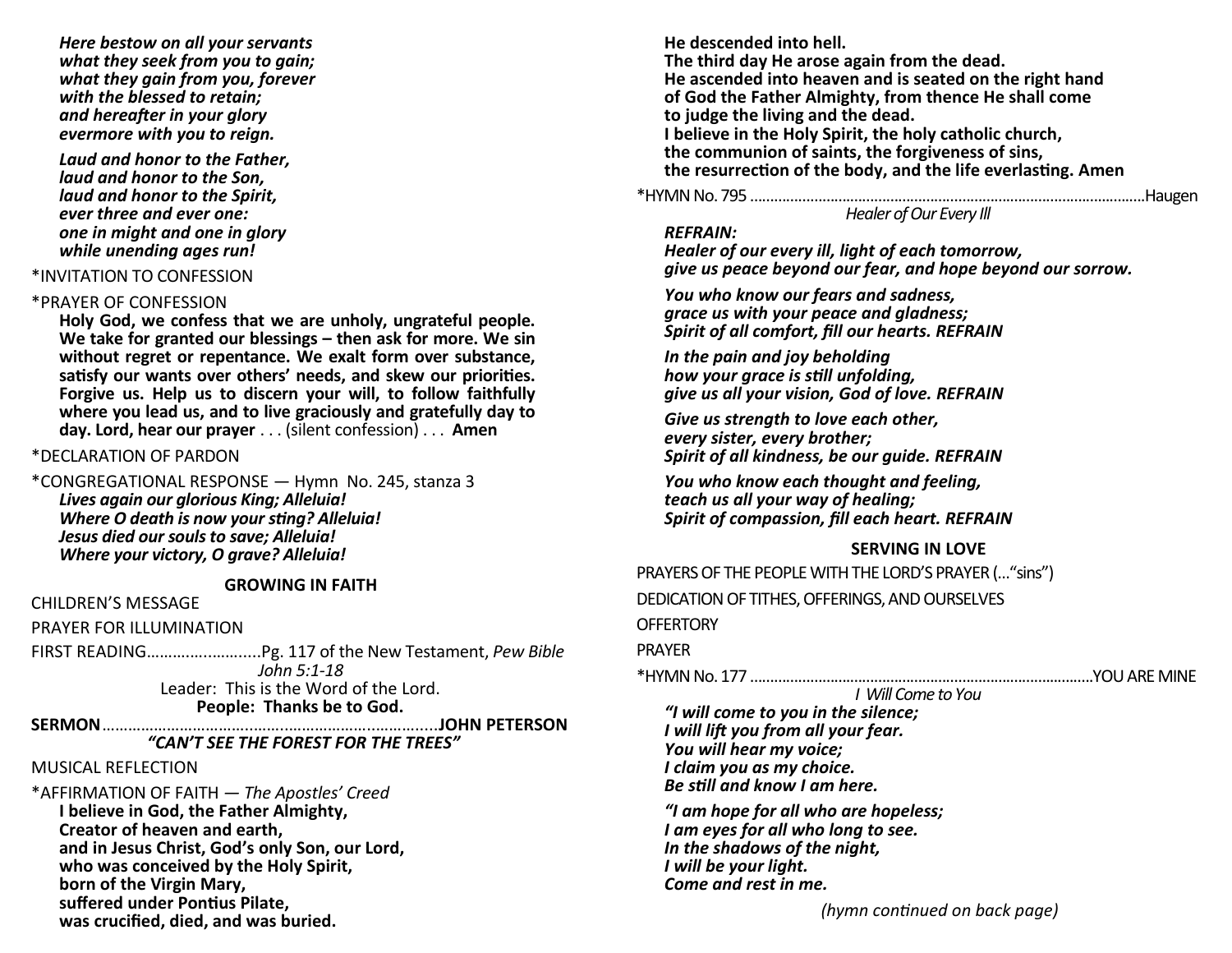*Here bestow on all your servants*
*what they seek from you to gain;*
*what they gain from you, forever*
*with the blessed to retain;*
*and hereafter in your glory*
*evermore with you to reign.*

*Laud and honor to the Father,*
*laud and honor to the Son,*
*laud and honor to the Spirit,*
*ever three and ever one:*
*one in might and one in glory*
*while unending ages run!*

*INVITATION TO CONFESSION

*PRAYER OF CONFESSION

**Holy God, we confess that we are unholy, ungrateful people. We take for granted our blessings – then ask for more. We sin without regret or repentance. We exalt form over substance, satisfy our wants over others' needs, and skew our priorities. Forgive us. Help us to discern your will, to follow faithfully where you lead us, and to live graciously and gratefully day to day. Lord, hear our prayer** . . . (silent confession) . . . **Amen**

*DECLARATION OF PARDON

*CONGREGATIONAL RESPONSE — Hymn No. 245, stanza 3

*Lives again our glorious King; Alleluia!*
*Where O death is now your sting? Alleluia!*
*Jesus died our souls to save; Alleluia!*
*Where your victory, O grave? Alleluia!*

## GROWING IN FAITH

CHILDREN'S MESSAGE

PRAYER FOR ILLUMINATION

FIRST READING..........................Pg. 117 of the New Testament, *Pew Bible*

*John 5:1-18*

Leader: This is the Word of the Lord.

**People: Thanks be to God.**

**SERMON**.............................................................................**JOHN PETERSON**

***"CAN'T SEE THE FOREST FOR THE TREES"***

MUSICAL REFLECTION

*AFFIRMATION OF FAITH — *The Apostles' Creed*

**I believe in God, the Father Almighty,**
**Creator of heaven and earth,**
**and in Jesus Christ, God's only Son, our Lord,**
**who was conceived by the Holy Spirit,**
**born of the Virgin Mary,**
**suffered under Pontius Pilate,**
**was crucified, died, and was buried.**
**He descended into hell.**
**The third day He arose again from the dead.**
**He ascended into heaven and is seated on the right hand**
**of God the Father Almighty, from thence He shall come**
**to judge the living and the dead.**
**I believe in the Holy Spirit, the holy catholic church,**
**the communion of saints, the forgiveness of sins,**
**the resurrection of the body, and the life everlasting. Amen**

*HYMN No. 795 .................................................................................................Haugen

*Healer of Our Every Ill*

***REFRAIN:***
***Healer of our every ill, light of each tomorrow,***
***give us peace beyond our fear, and hope beyond our sorrow.***

***You who know our fears and sadness,***
***grace us with your peace and gladness;***
***Spirit of all comfort, fill our hearts. REFRAIN***

***In the pain and joy beholding***
***how your grace is still unfolding,***
***give us all your vision, God of love. REFRAIN***

***Give us strength to love each other,***
***every sister, every brother;***
***Spirit of all kindness, be our guide. REFRAIN***

***You who know each thought and feeling,***
***teach us all your way of healing;***
***Spirit of compassion, fill each heart. REFRAIN***

## SERVING IN LOVE

PRAYERS OF THE PEOPLE WITH THE LORD'S PRAYER (…"sins")

DEDICATION OF TITHES, OFFERINGS, AND OURSELVES

OFFERTORY

PRAYER

*HYMN No. 177 ....................................................................................YOU ARE MINE

*I Will Come to You*

***"I will come to you in the silence;***
***I will lift you from all your fear.***
***You will hear my voice;***
***I claim you as my choice.***
***Be still and know I am here.***

***"I am hope for all who are hopeless;***
***I am eyes for all who long to see.***
***In the shadows of the night,***
***I will be your light.***
***Come and rest in me.***

*(hymn continued on back page)*